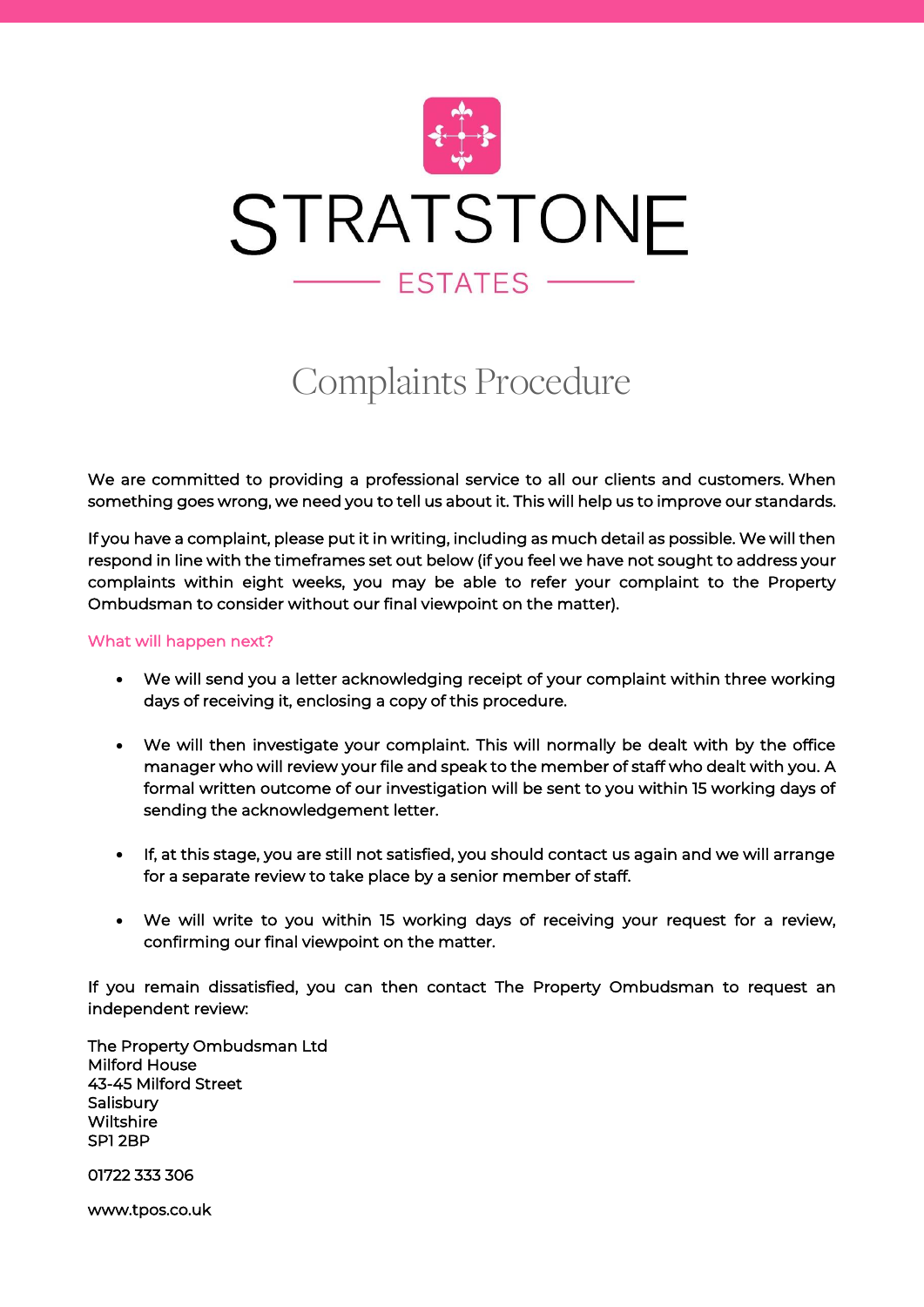# STRATSTONE

ESTATES

## Complaints Procedure

We are committed to providing a professional service to all our clients and customers. When something goes wrong, we need you to tell us about it. This will help us to improve our standards.

If you have a complaint, please put it in writing, including as much detail as possible. We will then respond in line with the timeframes set out below (if you feel we have not sought to address your complaints within eight weeks, you may be able to refer your complaint to the Property Ombudsman to consider without our final viewpoint on the matter).

### What will happen next?

- We will send you a letter acknowledging receipt of your complaint within three working days of receiving it, enclosing a copy of this procedure.
- We will then investigate your complaint. This will normally be dealt with by the office manager who will review your file and speak to the member of staff who dealt with you. A formal written outcome of our investigation will be sent to you within 15 working days of sending the acknowledgement letter.
- If, at this stage, you are still not satisfied, you should contact us again and we will arrange for a separate review to take place by a senior member of staff.
- We will write to you within 15 working days of receiving your request for a review, confirming our final viewpoint on the matter.

If you remain dissatisfied, you can then contact The Property Ombudsman to request an independent review:

The Property Ombudsman Ltd
Milford House
43-45 Milford Street
Salisbury
Wiltshire
SP1 2BP

01722 333 306

www.tpos.co.uk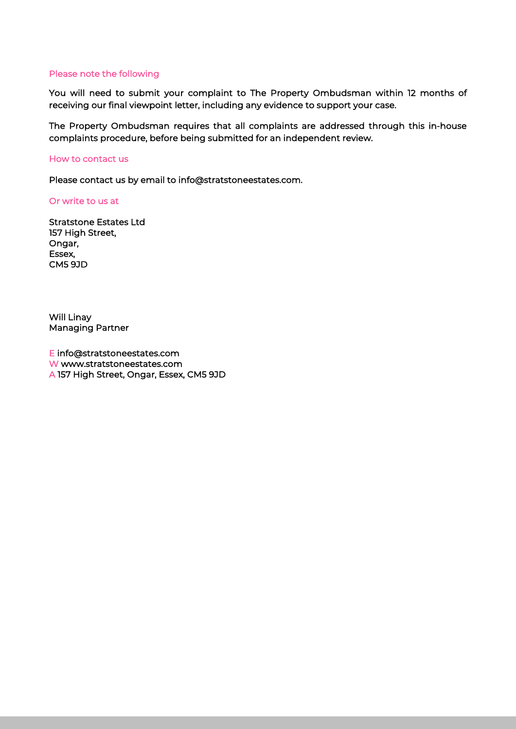### Please note the following

You will need to submit your complaint to The Property Ombudsman within 12 months of receiving our final viewpoint letter, including any evidence to support your case.

The Property Ombudsman requires that all complaints are addressed through this in-house complaints procedure, before being submitted for an independent review.

### How to contact us

Please contact us by email to info@stratstoneestates.com.

### Or write to us at

Stratstone Estates Ltd
157 High Street,
Ongar,
Essex,
CM5 9JD

Will Linay
Managing Partner

E info@stratstoneestates.com
W www.stratstoneestates.com
A 157 High Street, Ongar, Essex, CM5 9JD